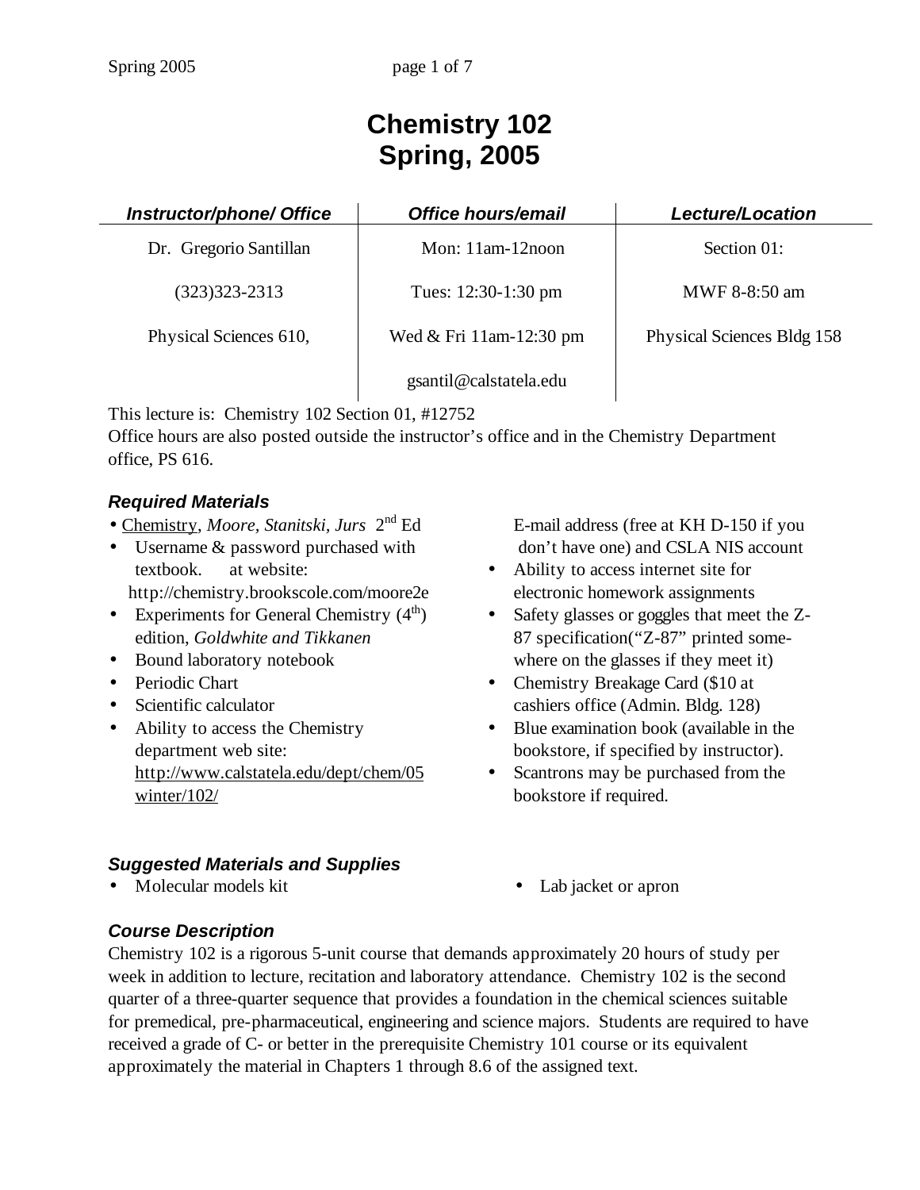# Chemistry 102
# Spring, 2005

| *Instructor/phone/ Office* | *Office hours/email* | *Lecture/Location* |
|---|---|---|
| Dr. Gregorio Santillan | Mon: 11am-12noon | Section 01: |
| (323)323-2313 | Tues: 12:30-1:30 pm | MWF 8-8:50 am |
| Physical Sciences 610, | Wed & Fri 11am-12:30 pm | Physical Sciences Bldg 158 |
| | gsantil@calstatela.edu | |

This lecture is: Chemistry 102 Section 01, #12752
Office hours are also posted outside the instructor's office and in the Chemistry Department office, PS 616.

### *Required Materials*

- Chemistry, *Moore, Stanitski, Jurs* 2nd Ed
- Username & password purchased with textbook. at website: http://chemistry.brookscole.com/moore2e
- Experiments for General Chemistry (4th) edition, *Goldwhite and Tikkanen*
- Bound laboratory notebook
- Periodic Chart
- Scientific calculator
- Ability to access the Chemistry department web site: http://www.calstatela.edu/dept/chem/05winter/102/
- E-mail address (free at KH D-150 if you don't have one) and CSLA NIS account
- Ability to access internet site for electronic homework assignments
- Safety glasses or goggles that meet the Z-87 specification("Z-87" printed somewhere on the glasses if they meet it)
- Chemistry Breakage Card ($10 at cashiers office (Admin. Bldg. 128)
- Blue examination book (available in the bookstore, if specified by instructor).
- Scantrons may be purchased from the bookstore if required.

### *Suggested Materials and Supplies*

- Molecular models kit
- Lab jacket or apron

### *Course Description*

Chemistry 102 is a rigorous 5-unit course that demands approximately 20 hours of study per week in addition to lecture, recitation and laboratory attendance. Chemistry 102 is the second quarter of a three-quarter sequence that provides a foundation in the chemical sciences suitable for premedical, pre-pharmaceutical, engineering and science majors. Students are required to have received a grade of C- or better in the prerequisite Chemistry 101 course or its equivalent approximately the material in Chapters 1 through 8.6 of the assigned text.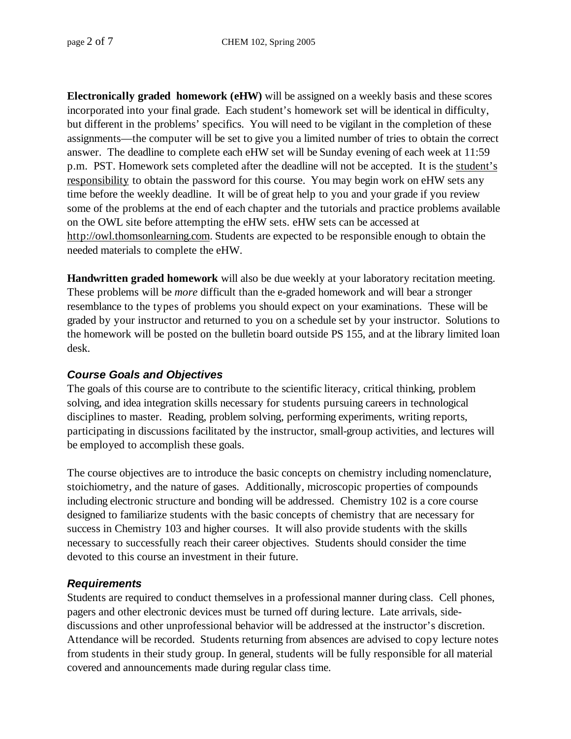**Electronically graded homework (eHW)** will be assigned on a weekly basis and these scores incorporated into your final grade. Each student's homework set will be identical in difficulty, but different in the problems' specifics. You will need to be vigilant in the completion of these assignments—the computer will be set to give you a limited number of tries to obtain the correct answer. The deadline to complete each eHW set will be Sunday evening of each week at 11:59 p.m. PST. Homework sets completed after the deadline will not be accepted. It is the student's responsibility to obtain the password for this course. You may begin work on eHW sets any time before the weekly deadline. It will be of great help to you and your grade if you review some of the problems at the end of each chapter and the tutorials and practice problems available on the OWL site before attempting the eHW sets. eHW sets can be accessed at http://owl.thomsonlearning.com. Students are expected to be responsible enough to obtain the needed materials to complete the eHW.

**Handwritten graded homework** will also be due weekly at your laboratory recitation meeting. These problems will be *more* difficult than the e-graded homework and will bear a stronger resemblance to the types of problems you should expect on your examinations. These will be graded by your instructor and returned to you on a schedule set by your instructor. Solutions to the homework will be posted on the bulletin board outside PS 155, and at the library limited loan desk.

### *Course Goals and Objectives*

The goals of this course are to contribute to the scientific literacy, critical thinking, problem solving, and idea integration skills necessary for students pursuing careers in technological disciplines to master. Reading, problem solving, performing experiments, writing reports, participating in discussions facilitated by the instructor, small-group activities, and lectures will be employed to accomplish these goals.

The course objectives are to introduce the basic concepts on chemistry including nomenclature, stoichiometry, and the nature of gases. Additionally, microscopic properties of compounds including electronic structure and bonding will be addressed. Chemistry 102 is a core course designed to familiarize students with the basic concepts of chemistry that are necessary for success in Chemistry 103 and higher courses. It will also provide students with the skills necessary to successfully reach their career objectives. Students should consider the time devoted to this course an investment in their future.

### *Requirements*

Students are required to conduct themselves in a professional manner during class. Cell phones, pagers and other electronic devices must be turned off during lecture. Late arrivals, side-discussions and other unprofessional behavior will be addressed at the instructor's discretion. Attendance will be recorded. Students returning from absences are advised to copy lecture notes from students in their study group. In general, students will be fully responsible for all material covered and announcements made during regular class time.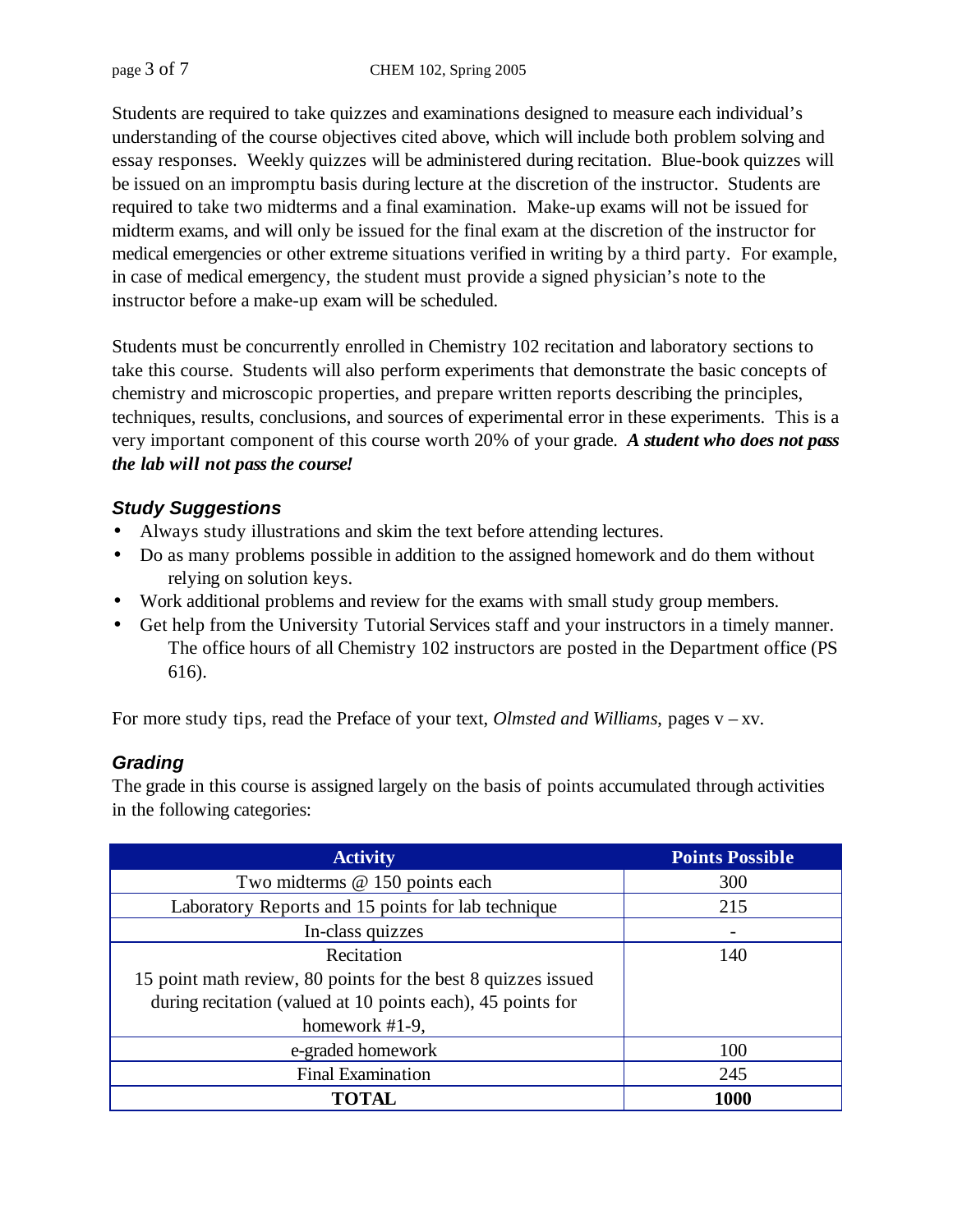Students are required to take quizzes and examinations designed to measure each individual's understanding of the course objectives cited above, which will include both problem solving and essay responses. Weekly quizzes will be administered during recitation. Blue-book quizzes will be issued on an impromptu basis during lecture at the discretion of the instructor. Students are required to take two midterms and a final examination. Make-up exams will not be issued for midterm exams, and will only be issued for the final exam at the discretion of the instructor for medical emergencies or other extreme situations verified in writing by a third party. For example, in case of medical emergency, the student must provide a signed physician's note to the instructor before a make-up exam will be scheduled.

Students must be concurrently enrolled in Chemistry 102 recitation and laboratory sections to take this course. Students will also perform experiments that demonstrate the basic concepts of chemistry and microscopic properties, and prepare written reports describing the principles, techniques, results, conclusions, and sources of experimental error in these experiments. This is a very important component of this course worth 20% of your grade. ***A student who does not pass the lab will not pass the course!***

### *Study Suggestions*

- Always study illustrations and skim the text before attending lectures.
- Do as many problems possible in addition to the assigned homework and do them without relying on solution keys.
- Work additional problems and review for the exams with small study group members.
- Get help from the University Tutorial Services staff and your instructors in a timely manner. The office hours of all Chemistry 102 instructors are posted in the Department office (PS 616).

For more study tips, read the Preface of your text, *Olmsted and Williams*, pages v – xv.

### *Grading*

The grade in this course is assigned largely on the basis of points accumulated through activities in the following categories:

| Activity | Points Possible |
|---|---|
| Two midterms @ 150 points each | 300 |
| Laboratory Reports and 15 points for lab technique | 215 |
| In-class quizzes | - |
| Recitation<br>15 point math review, 80 points for the best 8 quizzes issued during recitation (valued at 10 points each), 45 points for homework #1-9, | 140 |
| e-graded homework | 100 |
| Final Examination | 245 |
| **TOTAL** | **1000** |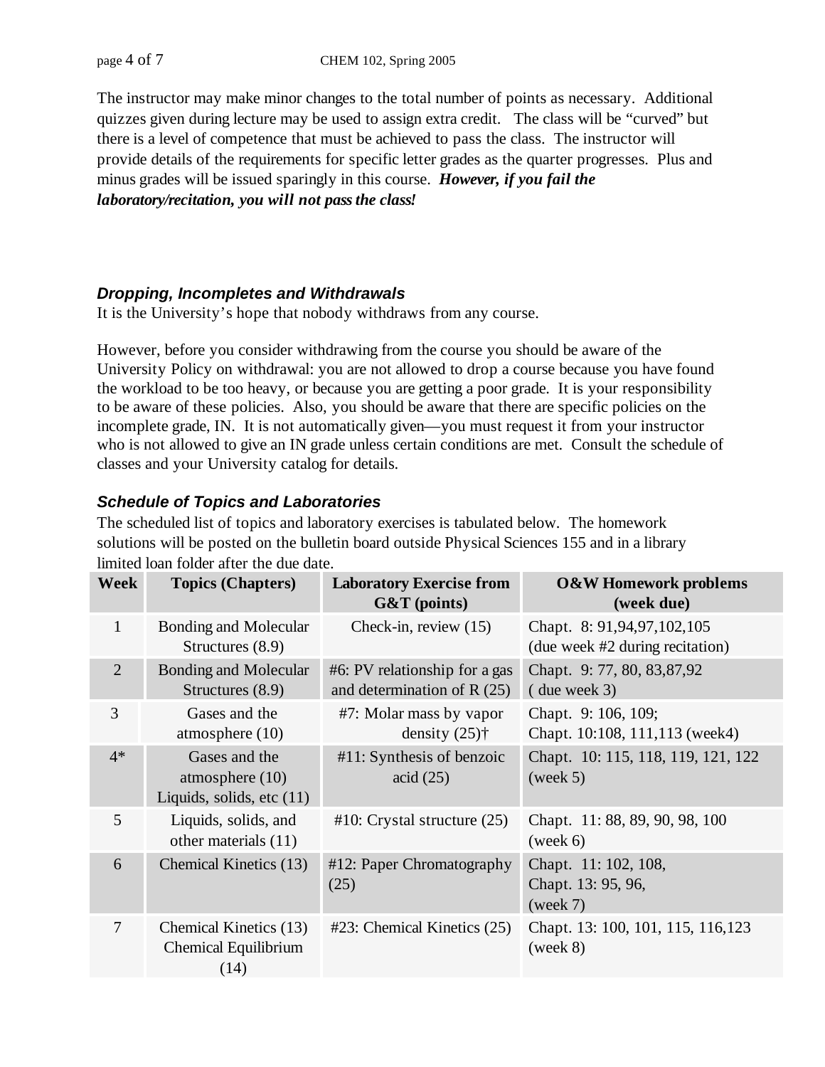The instructor may make minor changes to the total number of points as necessary. Additional quizzes given during lecture may be used to assign extra credit. The class will be "curved" but there is a level of competence that must be achieved to pass the class. The instructor will provide details of the requirements for specific letter grades as the quarter progresses. Plus and minus grades will be issued sparingly in this course. ***However, if you fail the laboratory/recitation, you will not pass the class!***

### *Dropping, Incompletes and Withdrawals*

It is the University's hope that nobody withdraws from any course.

However, before you consider withdrawing from the course you should be aware of the University Policy on withdrawal: you are not allowed to drop a course because you have found the workload to be too heavy, or because you are getting a poor grade. It is your responsibility to be aware of these policies. Also, you should be aware that there are specific policies on the incomplete grade, IN. It is not automatically given—you must request it from your instructor who is not allowed to give an IN grade unless certain conditions are met. Consult the schedule of classes and your University catalog for details.

### *Schedule of Topics and Laboratories*

The scheduled list of topics and laboratory exercises is tabulated below. The homework solutions will be posted on the bulletin board outside Physical Sciences 155 and in a library limited loan folder after the due date.

| Week | Topics (Chapters) | Laboratory Exercise from G&T (points) | O&W Homework problems (week due) |
|---|---|---|---|
| 1 | Bonding and Molecular Structures (8.9) | Check-in, review (15) | Chapt. 8: 91,94,97,102,105 (due week #2 during recitation) |
| 2 | Bonding and Molecular Structures (8.9) | #6: PV relationship for a gas and determination of R (25) | Chapt. 9: 77, 80, 83,87,92 ( due week 3) |
| 3 | Gases and the atmosphere (10) | #7: Molar mass by vapor density (25)† | Chapt. 9: 106, 109; Chapt. 10:108, 111,113 (week4) |
| 4* | Gases and the atmosphere (10) Liquids, solids, etc (11) | #11: Synthesis of benzoic acid (25) | Chapt. 10: 115, 118, 119, 121, 122 (week 5) |
| 5 | Liquids, solids, and other materials (11) | #10: Crystal structure (25) | Chapt. 11: 88, 89, 90, 98, 100 (week 6) |
| 6 | Chemical Kinetics (13) | #12: Paper Chromatography (25) | Chapt. 11: 102, 108, Chapt. 13: 95, 96, (week 7) |
| 7 | Chemical Kinetics (13) Chemical Equilibrium (14) | #23: Chemical Kinetics (25) | Chapt. 13: 100, 101, 115, 116,123 (week 8) |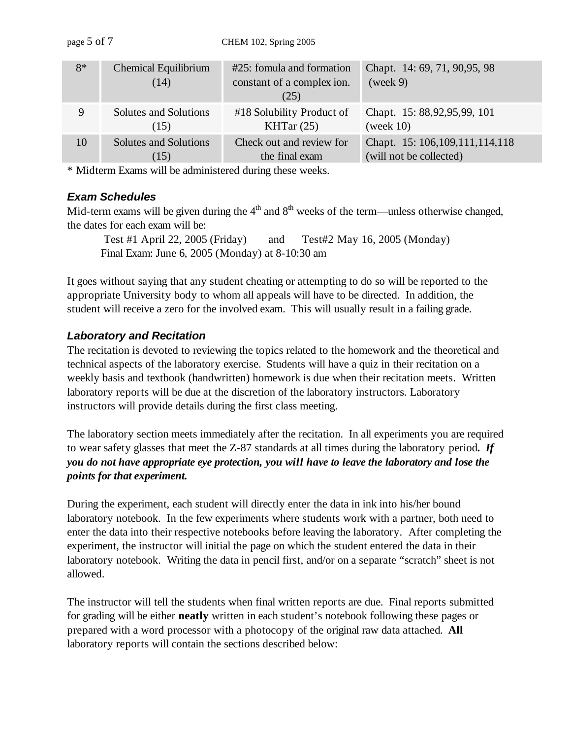| 8* | Chemical Equilibrium (14) | #25: fomula and formation constant of a complex ion. (25) | Chapt. 14: 69, 71, 90,95, 98 (week 9) |
|---|---|---|---|
| 9 | Solutes and Solutions (15) | #18 Solubility Product of KHTar (25) | Chapt. 15: 88,92,95,99, 101 (week 10) |
| 10 | Solutes and Solutions (15) | Check out and review for the final exam | Chapt. 15: 106,109,111,114,118 (will not be collected) |

\* Midterm Exams will be administered during these weeks.

### *Exam Schedules*

Mid-term exams will be given during the 4th and 8th weeks of the term—unless otherwise changed, the dates for each exam will be:

Test #1 April 22, 2005 (Friday) and Test#2 May 16, 2005 (Monday)

Final Exam: June 6, 2005 (Monday) at 8-10:30 am

It goes without saying that any student cheating or attempting to do so will be reported to the appropriate University body to whom all appeals will have to be directed. In addition, the student will receive a zero for the involved exam. This will usually result in a failing grade.

### *Laboratory and Recitation*

The recitation is devoted to reviewing the topics related to the homework and the theoretical and technical aspects of the laboratory exercise. Students will have a quiz in their recitation on a weekly basis and textbook (handwritten) homework is due when their recitation meets. Written laboratory reports will be due at the discretion of the laboratory instructors. Laboratory instructors will provide details during the first class meeting.

The laboratory section meets immediately after the recitation. In all experiments you are required to wear safety glasses that meet the Z-87 standards at all times during the laboratory period***. If you do not have appropriate eye protection, you will have to leave the laboratory and lose the points for that experiment.***

During the experiment, each student will directly enter the data in ink into his/her bound laboratory notebook. In the few experiments where students work with a partner, both need to enter the data into their respective notebooks before leaving the laboratory. After completing the experiment, the instructor will initial the page on which the student entered the data in their laboratory notebook. Writing the data in pencil first, and/or on a separate "scratch" sheet is not allowed.

The instructor will tell the students when final written reports are due. Final reports submitted for grading will be either **neatly** written in each student's notebook following these pages or prepared with a word processor with a photocopy of the original raw data attached. **All** laboratory reports will contain the sections described below: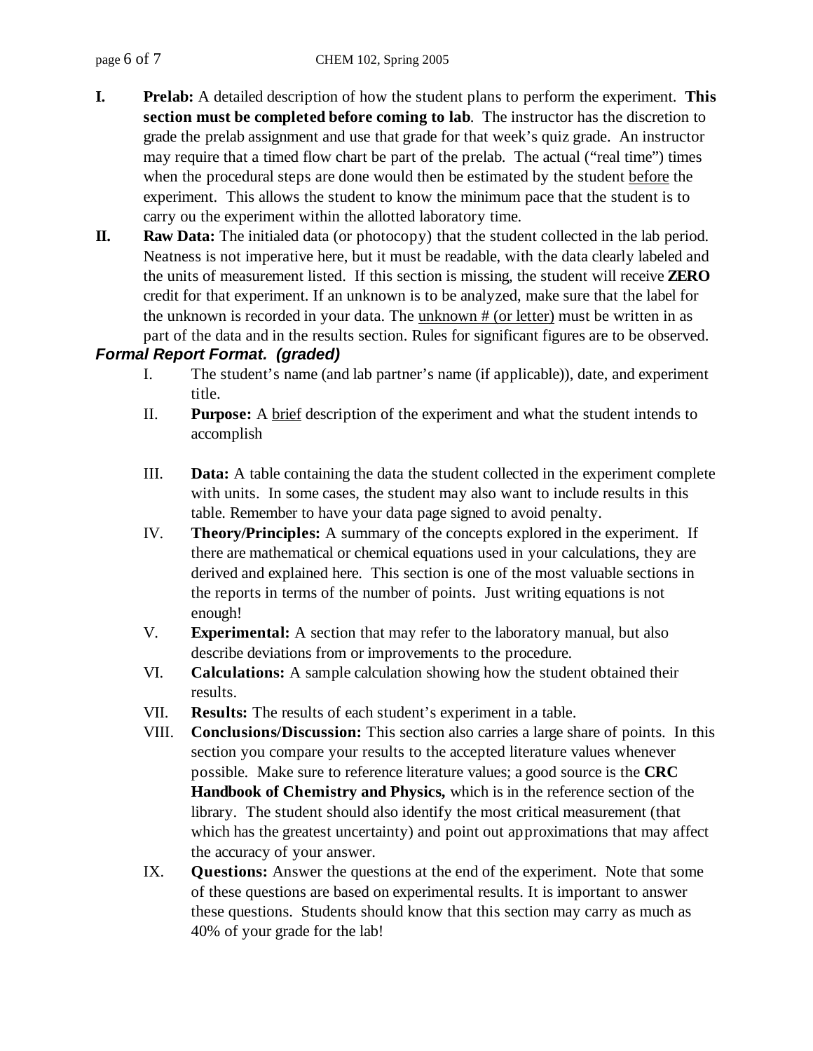**I. Prelab:** A detailed description of how the student plans to perform the experiment. **This section must be completed before coming to lab**. The instructor has the discretion to grade the prelab assignment and use that grade for that week's quiz grade. An instructor may require that a timed flow chart be part of the prelab. The actual ("real time") times when the procedural steps are done would then be estimated by the student before the experiment. This allows the student to know the minimum pace that the student is to carry ou the experiment within the allotted laboratory time.

**II. Raw Data:** The initialed data (or photocopy) that the student collected in the lab period. Neatness is not imperative here, but it must be readable, with the data clearly labeled and the units of measurement listed. If this section is missing, the student will receive **ZERO** credit for that experiment. If an unknown is to be analyzed, make sure that the label for the unknown is recorded in your data. The unknown # (or letter) must be written in as part of the data and in the results section. Rules for significant figures are to be observed.

***Formal Report Format. (graded)***

I. The student's name (and lab partner's name (if applicable)), date, and experiment title.

II. **Purpose:** A brief description of the experiment and what the student intends to accomplish

III. **Data:** A table containing the data the student collected in the experiment complete with units. In some cases, the student may also want to include results in this table. Remember to have your data page signed to avoid penalty.

IV. **Theory/Principles:** A summary of the concepts explored in the experiment. If there are mathematical or chemical equations used in your calculations, they are derived and explained here. This section is one of the most valuable sections in the reports in terms of the number of points. Just writing equations is not enough!

V. **Experimental:** A section that may refer to the laboratory manual, but also describe deviations from or improvements to the procedure.

VI. **Calculations:** A sample calculation showing how the student obtained their results.

VII. **Results:** The results of each student's experiment in a table.

VIII. **Conclusions/Discussion:** This section also carries a large share of points. In this section you compare your results to the accepted literature values whenever possible. Make sure to reference literature values; a good source is the **CRC Handbook of Chemistry and Physics,** which is in the reference section of the library. The student should also identify the most critical measurement (that which has the greatest uncertainty) and point out approximations that may affect the accuracy of your answer.

IX. **Questions:** Answer the questions at the end of the experiment. Note that some of these questions are based on experimental results. It is important to answer these questions. Students should know that this section may carry as much as 40% of your grade for the lab!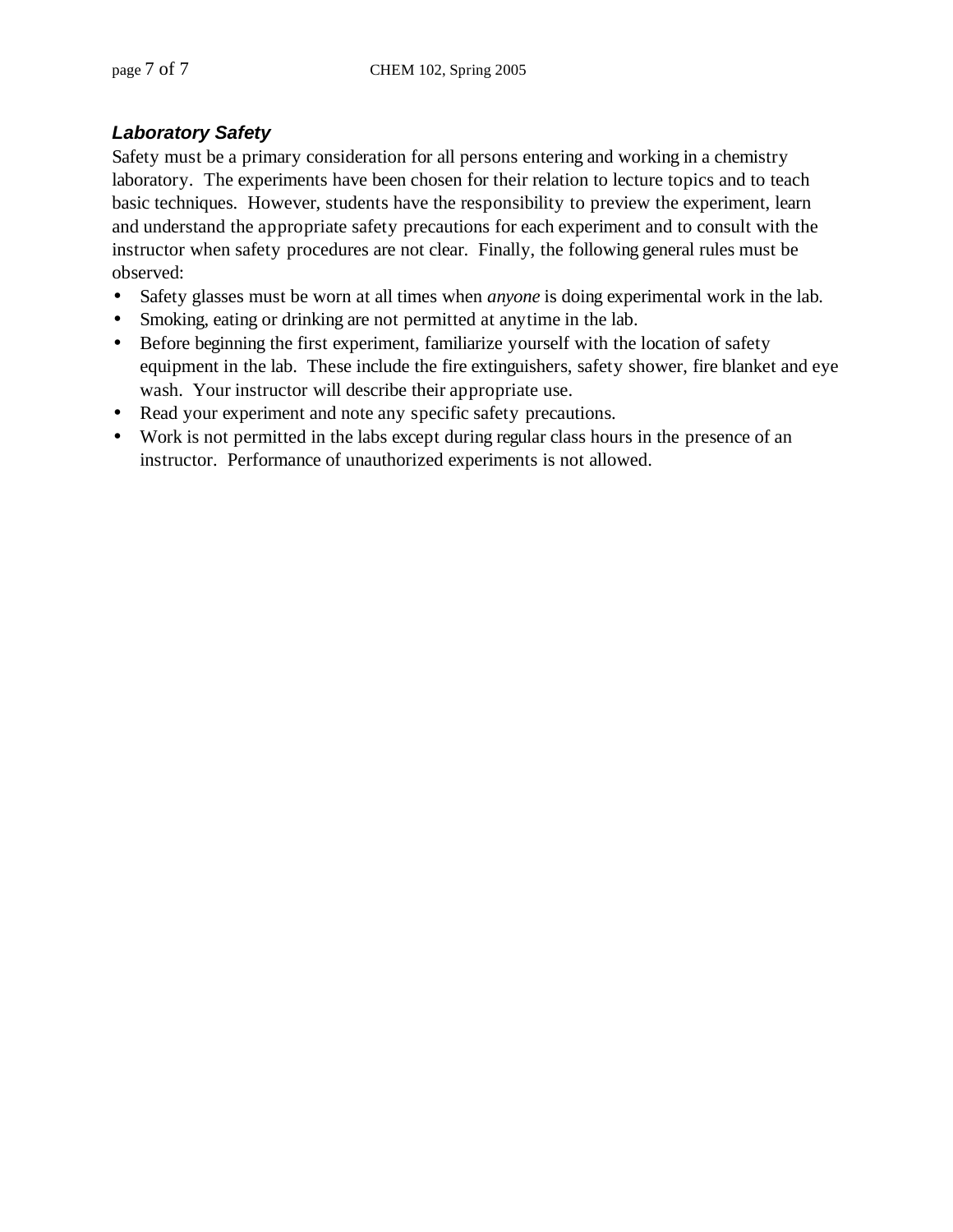### ***Laboratory Safety***

Safety must be a primary consideration for all persons entering and working in a chemistry laboratory. The experiments have been chosen for their relation to lecture topics and to teach basic techniques. However, students have the responsibility to preview the experiment, learn and understand the appropriate safety precautions for each experiment and to consult with the instructor when safety procedures are not clear. Finally, the following general rules must be observed:

- Safety glasses must be worn at all times when *anyone* is doing experimental work in the lab.
- Smoking, eating or drinking are not permitted at anytime in the lab.
- Before beginning the first experiment, familiarize yourself with the location of safety equipment in the lab. These include the fire extinguishers, safety shower, fire blanket and eye wash. Your instructor will describe their appropriate use.
- Read your experiment and note any specific safety precautions.
- Work is not permitted in the labs except during regular class hours in the presence of an instructor. Performance of unauthorized experiments is not allowed.